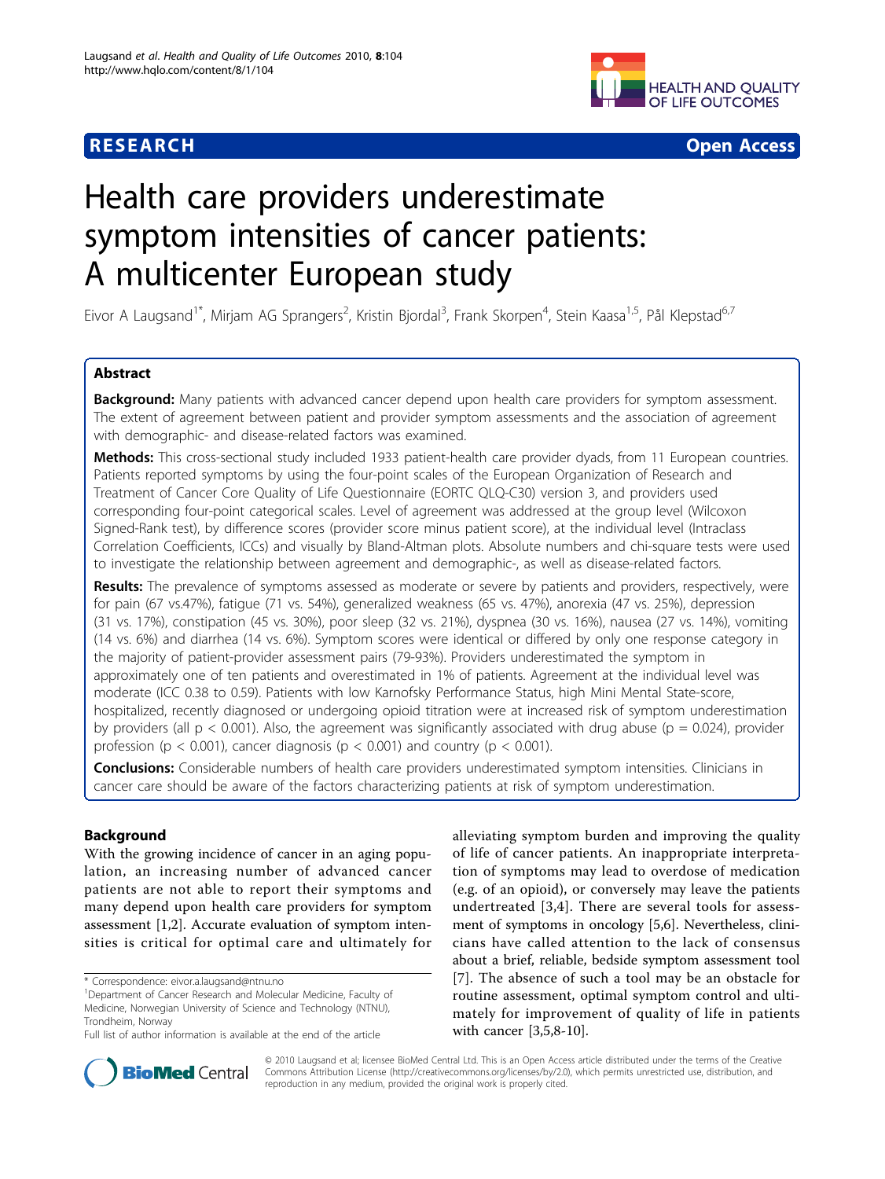**RESEARCH** **Open Access**

# Health care providers underestimate symptom intensities of cancer patients: A multicenter European study

Eivor A Laugsand[1*], Mirjam AG Sprangers[2], Kristin Bjordal[3], Frank Skorpen[4], Stein Kaasa[1,5], Pål Klepstad[6,7]

## Abstract

**Background:** Many patients with advanced cancer depend upon health care providers for symptom assessment. The extent of agreement between patient and provider symptom assessments and the association of agreement with demographic- and disease-related factors was examined.

**Methods:** This cross-sectional study included 1933 patient-health care provider dyads, from 11 European countries. Patients reported symptoms by using the four-point scales of the European Organization of Research and Treatment of Cancer Core Quality of Life Questionnaire (EORTC QLQ-C30) version 3, and providers used corresponding four-point categorical scales. Level of agreement was addressed at the group level (Wilcoxon Signed-Rank test), by difference scores (provider score minus patient score), at the individual level (Intraclass Correlation Coefficients, ICCs) and visually by Bland-Altman plots. Absolute numbers and chi-square tests were used to investigate the relationship between agreement and demographic-, as well as disease-related factors.

**Results:** The prevalence of symptoms assessed as moderate or severe by patients and providers, respectively, were for pain (67 vs.47%), fatigue (71 vs. 54%), generalized weakness (65 vs. 47%), anorexia (47 vs. 25%), depression (31 vs. 17%), constipation (45 vs. 30%), poor sleep (32 vs. 21%), dyspnea (30 vs. 16%), nausea (27 vs. 14%), vomiting (14 vs. 6%) and diarrhea (14 vs. 6%). Symptom scores were identical or differed by only one response category in the majority of patient-provider assessment pairs (79-93%). Providers underestimated the symptom in approximately one of ten patients and overestimated in 1% of patients. Agreement at the individual level was moderate (ICC 0.38 to 0.59). Patients with low Karnofsky Performance Status, high Mini Mental State-score, hospitalized, recently diagnosed or undergoing opioid titration were at increased risk of symptom underestimation by providers (all $p < 0.001$). Also, the agreement was significantly associated with drug abuse ($p = 0.024$), provider profession ($p < 0.001$), cancer diagnosis ($p < 0.001$) and country ($p < 0.001$).

**Conclusions:** Considerable numbers of health care providers underestimated symptom intensities. Clinicians in cancer care should be aware of the factors characterizing patients at risk of symptom underestimation.

## Background

With the growing incidence of cancer in an aging population, an increasing number of advanced cancer patients are not able to report their symptoms and many depend upon health care providers for symptom assessment [1,2]. Accurate evaluation of symptom intensities is critical for optimal care and ultimately for alleviating symptom burden and improving the quality of life of cancer patients. An inappropriate interpretation of symptoms may lead to overdose of medication (e.g. of an opioid), or conversely may leave the patients undertreated [3,4]. There are several tools for assessment of symptoms in oncology [5,6]. Nevertheless, clinicians have called attention to the lack of consensus about a brief, reliable, bedside symptom assessment tool [7]. The absence of such a tool may be an obstacle for routine assessment, optimal symptom control and ultimately for improvement of quality of life in patients with cancer [3,5,8-10].

\* Correspondence: eivor.a.laugsand@ntnu.no

[1]Department of Cancer Research and Molecular Medicine, Faculty of Medicine, Norwegian University of Science and Technology (NTNU), Trondheim, Norway

Full list of author information is available at the end of the article

© 2010 Laugsand et al; licensee BioMed Central Ltd. This is an Open Access article distributed under the terms of the Creative Commons Attribution License (http://creativecommons.org/licenses/by/2.0), which permits unrestricted use, distribution, and reproduction in any medium, provided the original work is properly cited.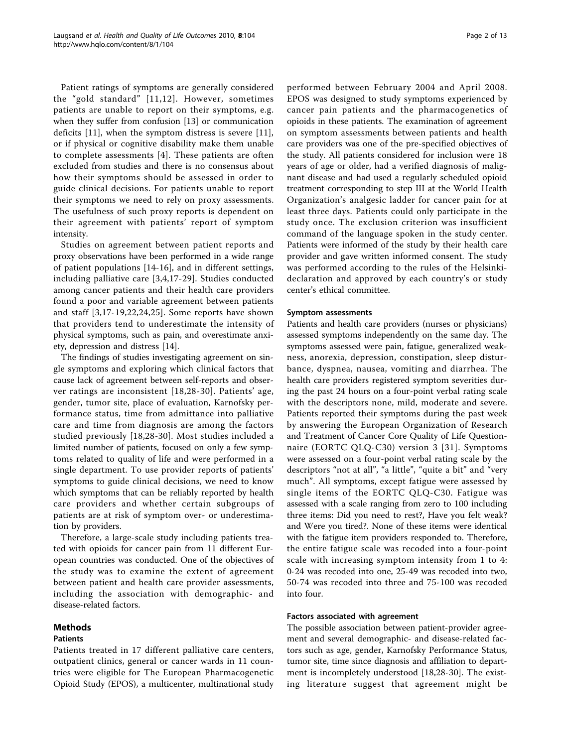Patient ratings of symptoms are generally considered the "gold standard" [11,12]. However, sometimes patients are unable to report on their symptoms, e.g. when they suffer from confusion [13] or communication deficits [11], when the symptom distress is severe [11], or if physical or cognitive disability make them unable to complete assessments [4]. These patients are often excluded from studies and there is no consensus about how their symptoms should be assessed in order to guide clinical decisions. For patients unable to report their symptoms we need to rely on proxy assessments. The usefulness of such proxy reports is dependent on their agreement with patients' report of symptom intensity.

Studies on agreement between patient reports and proxy observations have been performed in a wide range of patient populations [14-16], and in different settings, including palliative care [3,4,17-29]. Studies conducted among cancer patients and their health care providers found a poor and variable agreement between patients and staff [3,17-19,22,24,25]. Some reports have shown that providers tend to underestimate the intensity of physical symptoms, such as pain, and overestimate anxiety, depression and distress [14].

The findings of studies investigating agreement on single symptoms and exploring which clinical factors that cause lack of agreement between self-reports and observer ratings are inconsistent [18,28-30]. Patients' age, gender, tumor site, place of evaluation, Karnofsky performance status, time from admittance into palliative care and time from diagnosis are among the factors studied previously [18,28-30]. Most studies included a limited number of patients, focused on only a few symptoms related to quality of life and were performed in a single department. To use provider reports of patients' symptoms to guide clinical decisions, we need to know which symptoms that can be reliably reported by health care providers and whether certain subgroups of patients are at risk of symptom over- or underestimation by providers.

Therefore, a large-scale study including patients treated with opioids for cancer pain from 11 different European countries was conducted. One of the objectives of the study was to examine the extent of agreement between patient and health care provider assessments, including the association with demographic- and disease-related factors.

## Methods

### Patients

Patients treated in 17 different palliative care centers, outpatient clinics, general or cancer wards in 11 countries were eligible for The European Pharmacogenetic Opioid Study (EPOS), a multicenter, multinational study performed between February 2004 and April 2008. EPOS was designed to study symptoms experienced by cancer pain patients and the pharmacogenetics of opioids in these patients. The examination of agreement on symptom assessments between patients and health care providers was one of the pre-specified objectives of the study. All patients considered for inclusion were 18 years of age or older, had a verified diagnosis of malignant disease and had used a regularly scheduled opioid treatment corresponding to step III at the World Health Organization's analgesic ladder for cancer pain for at least three days. Patients could only participate in the study once. The exclusion criterion was insufficient command of the language spoken in the study center. Patients were informed of the study by their health care provider and gave written informed consent. The study was performed according to the rules of the Helsinki-declaration and approved by each country's or study center's ethical committee.

### Symptom assessments

Patients and health care providers (nurses or physicians) assessed symptoms independently on the same day. The symptoms assessed were pain, fatigue, generalized weakness, anorexia, depression, constipation, sleep disturbance, dyspnea, nausea, vomiting and diarrhea. The health care providers registered symptom severities during the past 24 hours on a four-point verbal rating scale with the descriptors none, mild, moderate and severe. Patients reported their symptoms during the past week by answering the European Organization of Research and Treatment of Cancer Core Quality of Life Questionnaire (EORTC QLQ-C30) version 3 [31]. Symptoms were assessed on a four-point verbal rating scale by the descriptors "not at all", "a little", "quite a bit" and "very much". All symptoms, except fatigue were assessed by single items of the EORTC QLQ-C30. Fatigue was assessed with a scale ranging from zero to 100 including three items: Did you need to rest?, Have you felt weak? and Were you tired?. None of these items were identical with the fatigue item providers responded to. Therefore, the entire fatigue scale was recoded into a four-point scale with increasing symptom intensity from 1 to 4: 0-24 was recoded into one, 25-49 was recoded into two, 50-74 was recoded into three and 75-100 was recoded into four.

### Factors associated with agreement

The possible association between patient-provider agreement and several demographic- and disease-related factors such as age, gender, Karnofsky Performance Status, tumor site, time since diagnosis and affiliation to department is incompletely understood [18,28-30]. The existing literature suggest that agreement might be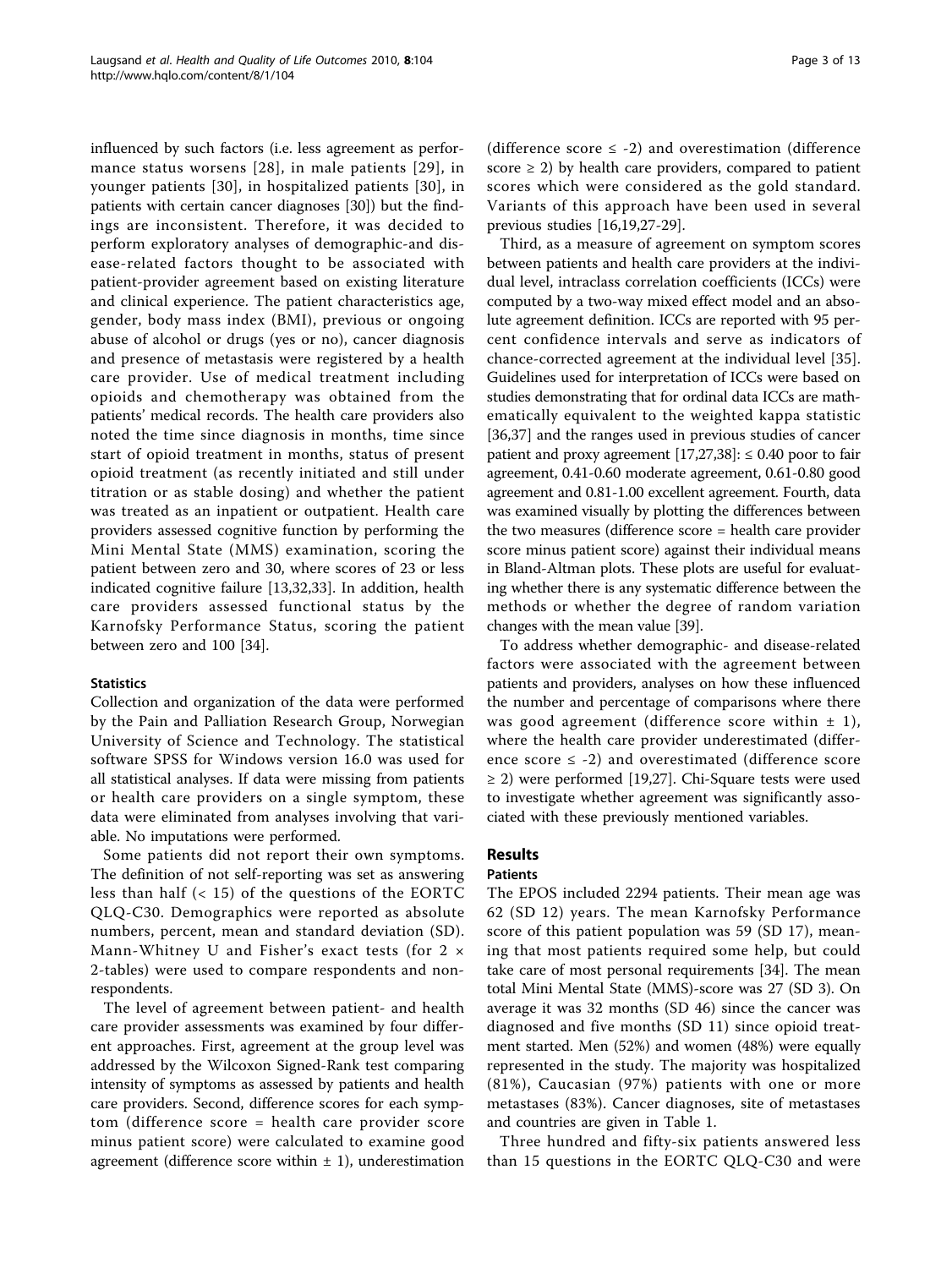influenced by such factors (i.e. less agreement as performance status worsens [28], in male patients [29], in younger patients [30], in hospitalized patients [30], in patients with certain cancer diagnoses [30]) but the findings are inconsistent. Therefore, it was decided to perform exploratory analyses of demographic-and disease-related factors thought to be associated with patient-provider agreement based on existing literature and clinical experience. The patient characteristics age, gender, body mass index (BMI), previous or ongoing abuse of alcohol or drugs (yes or no), cancer diagnosis and presence of metastasis were registered by a health care provider. Use of medical treatment including opioids and chemotherapy was obtained from the patients' medical records. The health care providers also noted the time since diagnosis in months, time since start of opioid treatment in months, status of present opioid treatment (as recently initiated and still under titration or as stable dosing) and whether the patient was treated as an inpatient or outpatient. Health care providers assessed cognitive function by performing the Mini Mental State (MMS) examination, scoring the patient between zero and 30, where scores of 23 or less indicated cognitive failure [13,32,33]. In addition, health care providers assessed functional status by the Karnofsky Performance Status, scoring the patient between zero and 100 [34].

### Statistics

Collection and organization of the data were performed by the Pain and Palliation Research Group, Norwegian University of Science and Technology. The statistical software SPSS for Windows version 16.0 was used for all statistical analyses. If data were missing from patients or health care providers on a single symptom, these data were eliminated from analyses involving that variable. No imputations were performed.

Some patients did not report their own symptoms. The definition of not self-reporting was set as answering less than half (< 15) of the questions of the EORTC QLQ-C30. Demographics were reported as absolute numbers, percent, mean and standard deviation (SD). Mann-Whitney U and Fisher's exact tests (for 2 × 2-tables) were used to compare respondents and non-respondents.

The level of agreement between patient- and health care provider assessments was examined by four different approaches. First, agreement at the group level was addressed by the Wilcoxon Signed-Rank test comparing intensity of symptoms as assessed by patients and health care providers. Second, difference scores for each symptom (difference score = health care provider score minus patient score) were calculated to examine good agreement (difference score within ± 1), underestimation (difference score ≤ -2) and overestimation (difference score ≥ 2) by health care providers, compared to patient scores which were considered as the gold standard. Variants of this approach have been used in several previous studies [16,19,27-29].

Third, as a measure of agreement on symptom scores between patients and health care providers at the individual level, intraclass correlation coefficients (ICCs) were computed by a two-way mixed effect model and an absolute agreement definition. ICCs are reported with 95 percent confidence intervals and serve as indicators of chance-corrected agreement at the individual level [35]. Guidelines used for interpretation of ICCs were based on studies demonstrating that for ordinal data ICCs are mathematically equivalent to the weighted kappa statistic [36,37] and the ranges used in previous studies of cancer patient and proxy agreement [17,27,38]: ≤ 0.40 poor to fair agreement, 0.41-0.60 moderate agreement, 0.61-0.80 good agreement and 0.81-1.00 excellent agreement. Fourth, data was examined visually by plotting the differences between the two measures (difference score = health care provider score minus patient score) against their individual means in Bland-Altman plots. These plots are useful for evaluating whether there is any systematic difference between the methods or whether the degree of random variation changes with the mean value [39].

To address whether demographic- and disease-related factors were associated with the agreement between patients and providers, analyses on how these influenced the number and percentage of comparisons where there was good agreement (difference score within ± 1), where the health care provider underestimated (difference score ≤ -2) and overestimated (difference score ≥ 2) were performed [19,27]. Chi-Square tests were used to investigate whether agreement was significantly associated with these previously mentioned variables.

## Results

### Patients

The EPOS included 2294 patients. Their mean age was 62 (SD 12) years. The mean Karnofsky Performance score of this patient population was 59 (SD 17), meaning that most patients required some help, but could take care of most personal requirements [34]. The mean total Mini Mental State (MMS)-score was 27 (SD 3). On average it was 32 months (SD 46) since the cancer was diagnosed and five months (SD 11) since opioid treatment started. Men (52%) and women (48%) were equally represented in the study. The majority was hospitalized (81%), Caucasian (97%) patients with one or more metastases (83%). Cancer diagnoses, site of metastases and countries are given in Table 1.

Three hundred and fifty-six patients answered less than 15 questions in the EORTC QLQ-C30 and were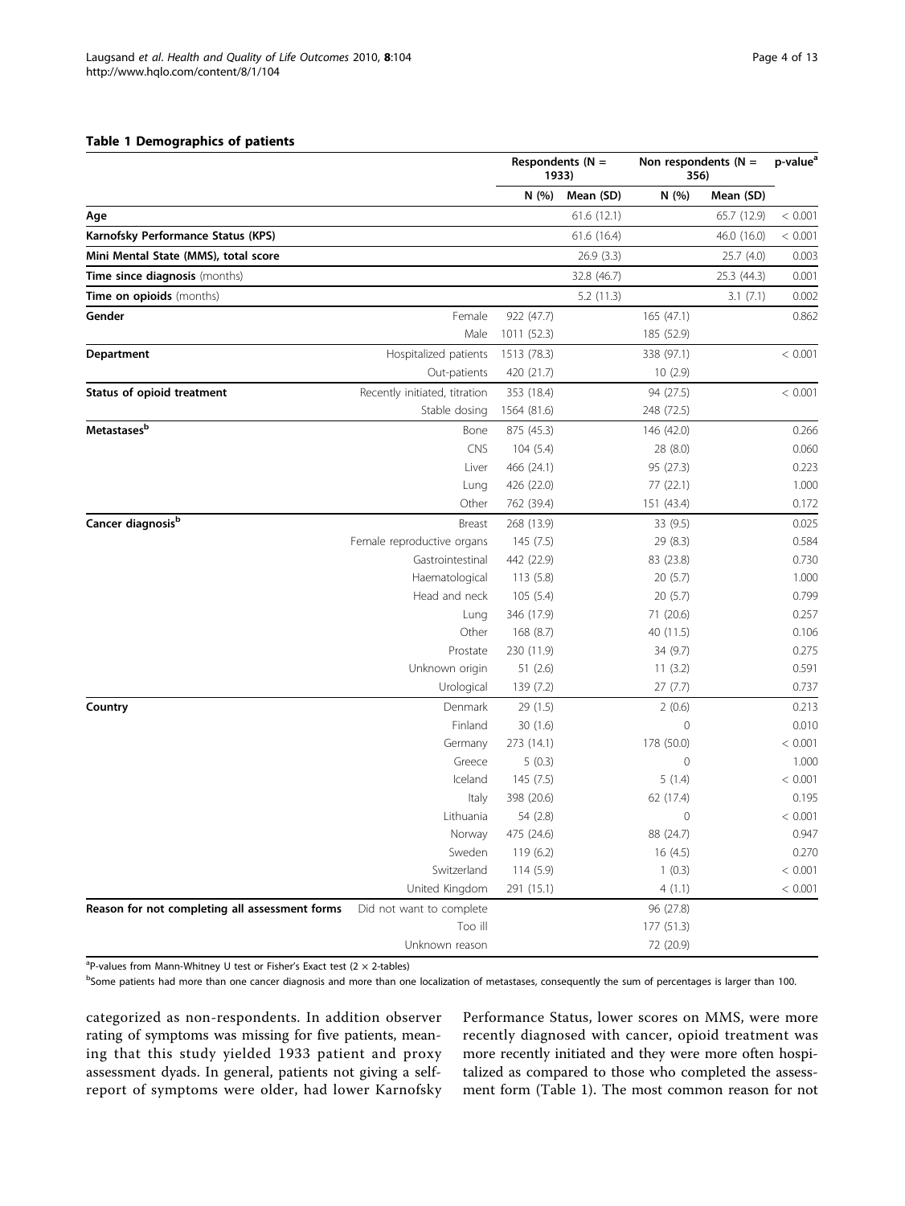**Table 1 Demographics of patients**

| | | Respondents (N = 1933) | | Non respondents (N = 356) | | p-value[a] |
|---|---|---|---|---|---|---|
| | | N (%) | Mean (SD) | N (%) | Mean (SD) | |
| **Age** | | | 61.6 (12.1) | | 65.7 (12.9) | < 0.001 |
| **Karnofsky Performance Status (KPS)** | | | 61.6 (16.4) | | 46.0 (16.0) | < 0.001 |
| **Mini Mental State (MMS), total score** | | | 26.9 (3.3) | | 25.7 (4.0) | 0.003 |
| **Time since diagnosis** (months) | | | 32.8 (46.7) | | 25.3 (44.3) | 0.001 |
| **Time on opioids** (months) | | | 5.2 (11.3) | | 3.1 (7.1) | 0.002 |
| **Gender** | Female | 922 (47.7) | | 165 (47.1) | | 0.862 |
| | Male | 1011 (52.3) | | 185 (52.9) | | |
| **Department** | Hospitalized patients | 1513 (78.3) | | 338 (97.1) | | < 0.001 |
| | Out-patients | 420 (21.7) | | 10 (2.9) | | |
| **Status of opioid treatment** | Recently initiated, titration | 353 (18.4) | | 94 (27.5) | | < 0.001 |
| | Stable dosing | 1564 (81.6) | | 248 (72.5) | | |
| **Metastases[b]** | Bone | 875 (45.3) | | 146 (42.0) | | 0.266 |
| | CNS | 104 (5.4) | | 28 (8.0) | | 0.060 |
| | Liver | 466 (24.1) | | 95 (27.3) | | 0.223 |
| | Lung | 426 (22.0) | | 77 (22.1) | | 1.000 |
| | Other | 762 (39.4) | | 151 (43.4) | | 0.172 |
| **Cancer diagnosis[b]** | Breast | 268 (13.9) | | 33 (9.5) | | 0.025 |
| | Female reproductive organs | 145 (7.5) | | 29 (8.3) | | 0.584 |
| | Gastrointestinal | 442 (22.9) | | 83 (23.8) | | 0.730 |
| | Haematological | 113 (5.8) | | 20 (5.7) | | 1.000 |
| | Head and neck | 105 (5.4) | | 20 (5.7) | | 0.799 |
| | Lung | 346 (17.9) | | 71 (20.6) | | 0.257 |
| | Other | 168 (8.7) | | 40 (11.5) | | 0.106 |
| | Prostate | 230 (11.9) | | 34 (9.7) | | 0.275 |
| | Unknown origin | 51 (2.6) | | 11 (3.2) | | 0.591 |
| | Urological | 139 (7.2) | | 27 (7.7) | | 0.737 |
| **Country** | Denmark | 29 (1.5) | | 2 (0.6) | | 0.213 |
| | Finland | 30 (1.6) | | 0 | | 0.010 |
| | Germany | 273 (14.1) | | 178 (50.0) | | < 0.001 |
| | Greece | 5 (0.3) | | 0 | | 1.000 |
| | Iceland | 145 (7.5) | | 5 (1.4) | | < 0.001 |
| | Italy | 398 (20.6) | | 62 (17.4) | | 0.195 |
| | Lithuania | 54 (2.8) | | 0 | | < 0.001 |
| | Norway | 475 (24.6) | | 88 (24.7) | | 0.947 |
| | Sweden | 119 (6.2) | | 16 (4.5) | | 0.270 |
| | Switzerland | 114 (5.9) | | 1 (0.3) | | < 0.001 |
| | United Kingdom | 291 (15.1) | | 4 (1.1) | | < 0.001 |
| **Reason for not completing all assessment forms** | Did not want to complete | | | 96 (27.8) | | |
| | Too ill | | | 177 (51.3) | | |
| | Unknown reason | | | 72 (20.9) | | |

[a]P-values from Mann-Whitney U test or Fisher's Exact test (2 × 2-tables)

[b]Some patients had more than one cancer diagnosis and more than one localization of metastases, consequently the sum of percentages is larger than 100.

categorized as non-respondents. In addition observer rating of symptoms was missing for five patients, meaning that this study yielded 1933 patient and proxy assessment dyads. In general, patients not giving a self-report of symptoms were older, had lower Karnofsky Performance Status, lower scores on MMS, were more recently diagnosed with cancer, opioid treatment was more recently initiated and they were more often hospitalized as compared to those who completed the assessment form (Table 1). The most common reason for not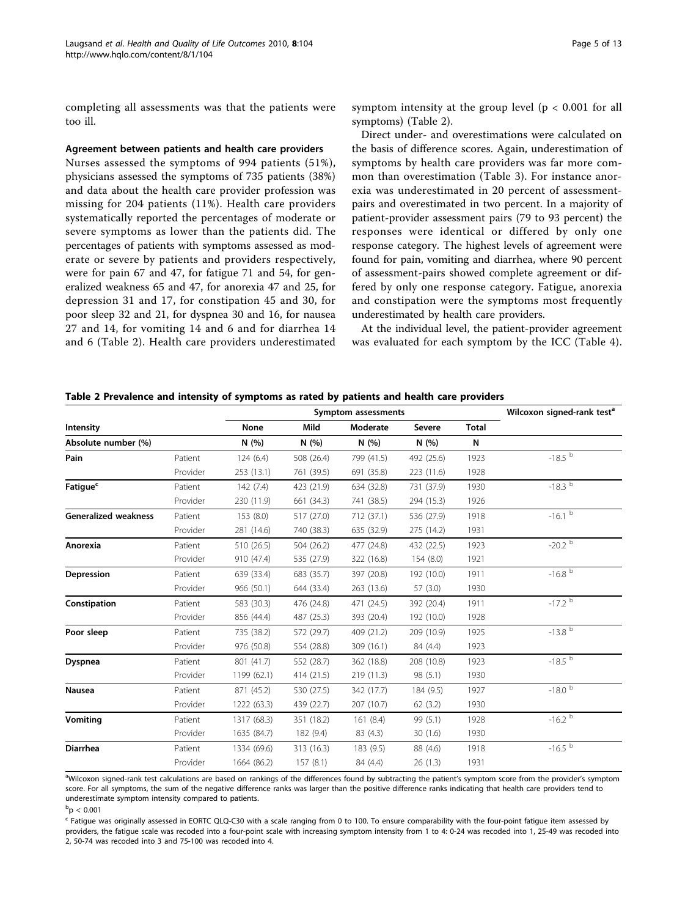completing all assessments was that the patients were too ill.

#### Agreement between patients and health care providers

Nurses assessed the symptoms of 994 patients (51%), physicians assessed the symptoms of 735 patients (38%) and data about the health care provider profession was missing for 204 patients (11%). Health care providers systematically reported the percentages of moderate or severe symptoms as lower than the patients did. The percentages of patients with symptoms assessed as moderate or severe by patients and providers respectively, were for pain 67 and 47, for fatigue 71 and 54, for generalized weakness 65 and 47, for anorexia 47 and 25, for depression 31 and 17, for constipation 45 and 30, for poor sleep 32 and 21, for dyspnea 30 and 16, for nausea 27 and 14, for vomiting 14 and 6 and for diarrhea 14 and 6 (Table 2). Health care providers underestimated symptom intensity at the group level ($p < 0.001$ for all symptoms) (Table 2).

Direct under- and overestimations were calculated on the basis of difference scores. Again, underestimation of symptoms by health care providers was far more common than overestimation (Table 3). For instance anorexia was underestimated in 20 percent of assessment-pairs and overestimated in two percent. In a majority of patient-provider assessment pairs (79 to 93 percent) the responses were identical or differed by only one response category. The highest levels of agreement were found for pain, vomiting and diarrhea, where 90 percent of assessment-pairs showed complete agreement or differed by only one response category. Fatigue, anorexia and constipation were the symptoms most frequently underestimated by health care providers.

At the individual level, the patient-provider agreement was evaluated for each symptom by the ICC (Table 4).

**Table 2 Prevalence and intensity of symptoms as rated by patients and health care providers**

| | | Symptom assessments | | | | | Wilcoxon signed-rank test[a] |
|---|---|---|---|---|---|---|---|
| **Intensity** | | **None** | **Mild** | **Moderate** | **Severe** | **Total** | |
| **Absolute number (%)** | | **N (%)** | **N (%)** | **N (%)** | **N (%)** | **N** | |
| **Pain** | Patient | 124 (6.4) | 508 (26.4) | 799 (41.5) | 492 (25.6) | 1923 | -18.5 [b] |
| | Provider | 253 (13.1) | 761 (39.5) | 691 (35.8) | 223 (11.6) | 1928 | |
| **Fatigue[c]** | Patient | 142 (7.4) | 423 (21.9) | 634 (32.8) | 731 (37.9) | 1930 | -18.3 [b] |
| | Provider | 230 (11.9) | 661 (34.3) | 741 (38.5) | 294 (15.3) | 1926 | |
| **Generalized weakness** | Patient | 153 (8.0) | 517 (27.0) | 712 (37.1) | 536 (27.9) | 1918 | -16.1 [b] |
| | Provider | 281 (14.6) | 740 (38.3) | 635 (32.9) | 275 (14.2) | 1931 | |
| **Anorexia** | Patient | 510 (26.5) | 504 (26.2) | 477 (24.8) | 432 (22.5) | 1923 | -20.2 [b] |
| | Provider | 910 (47.4) | 535 (27.9) | 322 (16.8) | 154 (8.0) | 1921 | |
| **Depression** | Patient | 639 (33.4) | 683 (35.7) | 397 (20.8) | 192 (10.0) | 1911 | -16.8 [b] |
| | Provider | 966 (50.1) | 644 (33.4) | 263 (13.6) | 57 (3.0) | 1930 | |
| **Constipation** | Patient | 583 (30.3) | 476 (24.8) | 471 (24.5) | 392 (20.4) | 1911 | -17.2 [b] |
| | Provider | 856 (44.4) | 487 (25.3) | 393 (20.4) | 192 (10.0) | 1928 | |
| **Poor sleep** | Patient | 735 (38.2) | 572 (29.7) | 409 (21.2) | 209 (10.9) | 1925 | -13.8 [b] |
| | Provider | 976 (50.8) | 554 (28.8) | 309 (16.1) | 84 (4.4) | 1923 | |
| **Dyspnea** | Patient | 801 (41.7) | 552 (28.7) | 362 (18.8) | 208 (10.8) | 1923 | -18.5 [b] |
| | Provider | 1199 (62.1) | 414 (21.5) | 219 (11.3) | 98 (5.1) | 1930 | |
| **Nausea** | Patient | 871 (45.2) | 530 (27.5) | 342 (17.7) | 184 (9.5) | 1927 | -18.0 [b] |
| | Provider | 1222 (63.3) | 439 (22.7) | 207 (10.7) | 62 (3.2) | 1930 | |
| **Vomiting** | Patient | 1317 (68.3) | 351 (18.2) | 161 (8.4) | 99 (5.1) | 1928 | -16.2 [b] |
| | Provider | 1635 (84.7) | 182 (9.4) | 83 (4.3) | 30 (1.6) | 1930 | |
| **Diarrhea** | Patient | 1334 (69.6) | 313 (16.3) | 183 (9.5) | 88 (4.6) | 1918 | -16.5 [b] |
| | Provider | 1664 (86.2) | 157 (8.1) | 84 (4.4) | 26 (1.3) | 1931 | |

[a]Wilcoxon signed-rank test calculations are based on rankings of the differences found by subtracting the patient's symptom score from the provider's symptom score. For all symptoms, the sum of the negative difference ranks was larger than the positive difference ranks indicating that health care providers tend to underestimate symptom intensity compared to patients.

[b]$p < 0.001$

[c] Fatigue was originally assessed in EORTC QLQ-C30 with a scale ranging from 0 to 100. To ensure comparability with the four-point fatigue item assessed by providers, the fatigue scale was recoded into a four-point scale with increasing symptom intensity from 1 to 4: 0-24 was recoded into 1, 25-49 was recoded into 2, 50-74 was recoded into 3 and 75-100 was recoded into 4.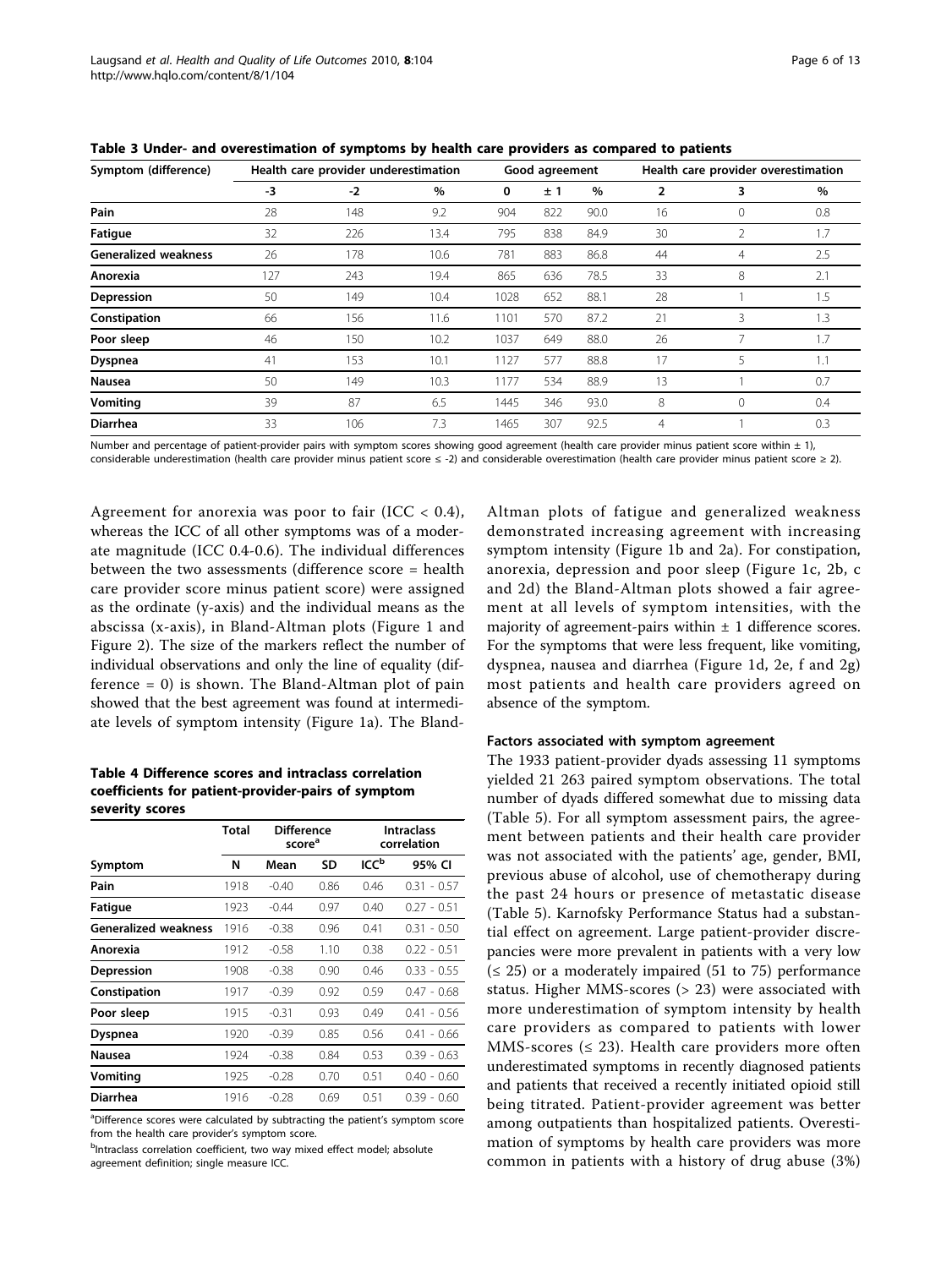**Table 3 Under- and overestimation of symptoms by health care providers as compared to patients**

| Symptom (difference) | Health care provider underestimation | | | Good agreement | | | Health care provider overestimation | | |
|---|---|---|---|---|---|---|---|---|---|
| | -3 | -2 | % | 0 | ± 1 | % | 2 | 3 | % |
| **Pain** | 28 | 148 | 9.2 | 904 | 822 | 90.0 | 16 | 0 | 0.8 |
| **Fatigue** | 32 | 226 | 13.4 | 795 | 838 | 84.9 | 30 | 2 | 1.7 |
| **Generalized weakness** | 26 | 178 | 10.6 | 781 | 883 | 86.8 | 44 | 4 | 2.5 |
| **Anorexia** | 127 | 243 | 19.4 | 865 | 636 | 78.5 | 33 | 8 | 2.1 |
| **Depression** | 50 | 149 | 10.4 | 1028 | 652 | 88.1 | 28 | 1 | 1.5 |
| **Constipation** | 66 | 156 | 11.6 | 1101 | 570 | 87.2 | 21 | 3 | 1.3 |
| **Poor sleep** | 46 | 150 | 10.2 | 1037 | 649 | 88.0 | 26 | 7 | 1.7 |
| **Dyspnea** | 41 | 153 | 10.1 | 1127 | 577 | 88.8 | 17 | 5 | 1.1 |
| **Nausea** | 50 | 149 | 10.3 | 1177 | 534 | 88.9 | 13 | 1 | 0.7 |
| **Vomiting** | 39 | 87 | 6.5 | 1445 | 346 | 93.0 | 8 | 0 | 0.4 |
| **Diarrhea** | 33 | 106 | 7.3 | 1465 | 307 | 92.5 | 4 | 1 | 0.3 |

Number and percentage of patient-provider pairs with symptom scores showing good agreement (health care provider minus patient score within ± 1), considerable underestimation (health care provider minus patient score ≤ -2) and considerable overestimation (health care provider minus patient score ≥ 2).

Agreement for anorexia was poor to fair (ICC < 0.4), whereas the ICC of all other symptoms was of a moderate magnitude (ICC 0.4-0.6). The individual differences between the two assessments (difference score = health care provider score minus patient score) were assigned as the ordinate (y-axis) and the individual means as the abscissa (x-axis), in Bland-Altman plots (Figure 1 and Figure 2). The size of the markers reflect the number of individual observations and only the line of equality (difference = 0) is shown. The Bland-Altman plot of pain showed that the best agreement was found at intermediate levels of symptom intensity (Figure 1a). The Bland-Altman plots of fatigue and generalized weakness demonstrated increasing agreement with increasing symptom intensity (Figure 1b and 2a). For constipation, anorexia, depression and poor sleep (Figure 1c, 2b, c and 2d) the Bland-Altman plots showed a fair agreement at all levels of symptom intensities, with the majority of agreement-pairs within ± 1 difference scores. For the symptoms that were less frequent, like vomiting, dyspnea, nausea and diarrhea (Figure 1d, 2e, f and 2g) most patients and health care providers agreed on absence of the symptom.

**Table 4 Difference scores and intraclass correlation coefficients for patient-provider-pairs of symptom severity scores**

| | Total | Difference score[a] | | Intraclass correlation | |
|---|---|---|---|---|---|
| Symptom | N | Mean | SD | ICC[b] | 95% CI |
| **Pain** | 1918 | -0.40 | 0.86 | 0.46 | 0.31 - 0.57 |
| **Fatigue** | 1923 | -0.44 | 0.97 | 0.40 | 0.27 - 0.51 |
| **Generalized weakness** | 1916 | -0.38 | 0.96 | 0.41 | 0.31 - 0.50 |
| **Anorexia** | 1912 | -0.58 | 1.10 | 0.38 | 0.22 - 0.51 |
| **Depression** | 1908 | -0.38 | 0.90 | 0.46 | 0.33 - 0.55 |
| **Constipation** | 1917 | -0.39 | 0.92 | 0.59 | 0.47 - 0.68 |
| **Poor sleep** | 1915 | -0.31 | 0.93 | 0.49 | 0.41 - 0.56 |
| **Dyspnea** | 1920 | -0.39 | 0.85 | 0.56 | 0.41 - 0.66 |
| **Nausea** | 1924 | -0.38 | 0.84 | 0.53 | 0.39 - 0.63 |
| **Vomiting** | 1925 | -0.28 | 0.70 | 0.51 | 0.40 - 0.60 |
| **Diarrhea** | 1916 | -0.28 | 0.69 | 0.51 | 0.39 - 0.60 |

[a]Difference scores were calculated by subtracting the patient's symptom score from the health care provider's symptom score.

[b]Intraclass correlation coefficient, two way mixed effect model; absolute agreement definition; single measure ICC.

### Factors associated with symptom agreement

The 1933 patient-provider dyads assessing 11 symptoms yielded 21 263 paired symptom observations. The total number of dyads differed somewhat due to missing data (Table 5). For all symptom assessment pairs, the agreement between patients and their health care provider was not associated with the patients' age, gender, BMI, previous abuse of alcohol, use of chemotherapy during the past 24 hours or presence of metastatic disease (Table 5). Karnofsky Performance Status had a substantial effect on agreement. Large patient-provider discrepancies were more prevalent in patients with a very low (≤ 25) or a moderately impaired (51 to 75) performance status. Higher MMS-scores (> 23) were associated with more underestimation of symptom intensity by health care providers as compared to patients with lower MMS-scores (≤ 23). Health care providers more often underestimated symptoms in recently diagnosed patients and patients that received a recently initiated opioid still being titrated. Patient-provider agreement was better among outpatients than hospitalized patients. Overestimation of symptoms by health care providers was more common in patients with a history of drug abuse (3%)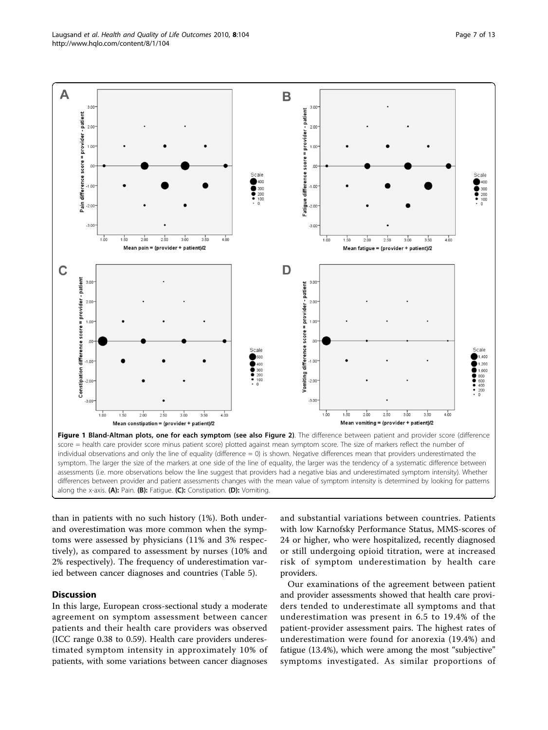**Figure 1 Bland-Altman plots, one for each symptom (see also Figure 2)**. The difference between patient and provider score (difference score = health care provider score minus patient score) plotted against mean symptom score. The size of markers reflect the number of individual observations and only the line of equality (difference = 0) is shown. Negative differences mean that providers underestimated the symptom. The larger the size of the markers at one side of the line of equality, the larger was the tendency of a systematic difference between assessments (i.e. more observations below the line suggest that providers had a negative bias and underestimated symptom intensity). Whether differences between provider and patient assessments changes with the mean value of symptom intensity is determined by looking for patterns along the x-axis. **(A):** Pain. **(B):** Fatigue. **(C):** Constipation. **(D):** Vomiting.

than in patients with no such history (1%). Both under- and overestimation was more common when the symptoms were assessed by physicians (11% and 3% respectively), as compared to assessment by nurses (10% and 2% respectively). The frequency of underestimation varied between cancer diagnoses and countries (Table 5).

## Discussion

In this large, European cross-sectional study a moderate agreement on symptom assessment between cancer patients and their health care providers was observed (ICC range 0.38 to 0.59). Health care providers underestimated symptom intensity in approximately 10% of patients, with some variations between cancer diagnoses and substantial variations between countries. Patients with low Karnofsky Performance Status, MMS-scores of 24 or higher, who were hospitalized, recently diagnosed or still undergoing opioid titration, were at increased risk of symptom underestimation by health care providers.

Our examinations of the agreement between patient and provider assessments showed that health care providers tended to underestimate all symptoms and that underestimation was present in 6.5 to 19.4% of the patient-provider assessment pairs. The highest rates of underestimation were found for anorexia (19.4%) and fatigue (13.4%), which were among the most "subjective" symptoms investigated. As similar proportions of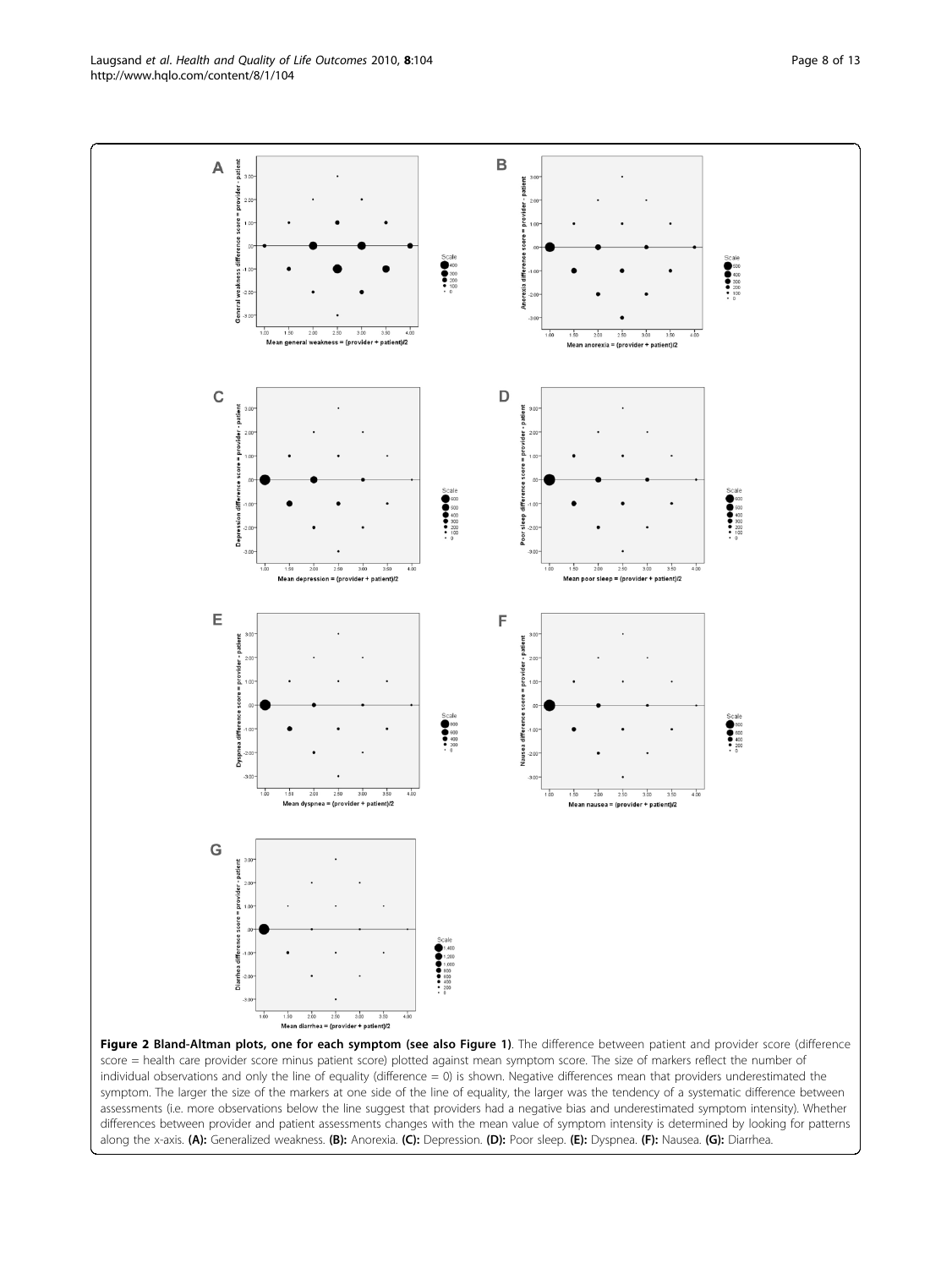**Figure 2 Bland-Altman plots, one for each symptom (see also Figure 1)**. The difference between patient and provider score (difference score = health care provider score minus patient score) plotted against mean symptom score. The size of markers reflect the number of individual observations and only the line of equality (difference = 0) is shown. Negative differences mean that providers underestimated the symptom. The larger the size of the markers at one side of the line of equality, the larger was the tendency of a systematic difference between assessments (i.e. more observations below the line suggest that providers had a negative bias and underestimated symptom intensity). Whether differences between provider and patient assessments changes with the mean value of symptom intensity is determined by looking for patterns along the x-axis. **(A):** Generalized weakness. **(B):** Anorexia. **(C):** Depression. **(D):** Poor sleep. **(E):** Dyspnea. **(F):** Nausea. **(G):** Diarrhea.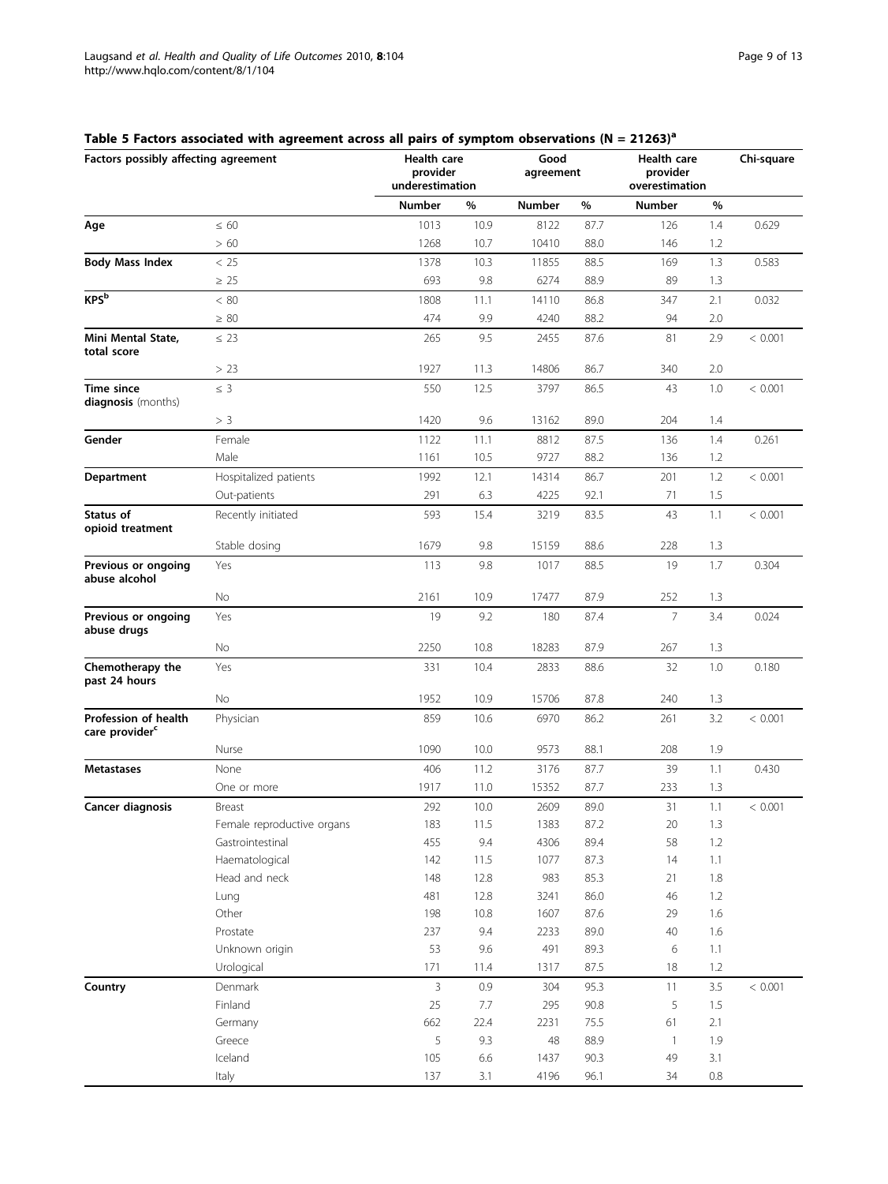**Table 5 Factors associated with agreement across all pairs of symptom observations (N = 21263)[a]**

| Factors possibly affecting agreement | | Health care provider underestimation | | Good agreement | | Health care provider overestimation | | Chi-square |
|---|---|---|---|---|---|---|---|---|
| | | Number | % | Number | % | Number | % | |
| **Age** | ≤ 60 | 1013 | 10.9 | 8122 | 87.7 | 126 | 1.4 | 0.629 |
| | > 60 | 1268 | 10.7 | 10410 | 88.0 | 146 | 1.2 | |
| **Body Mass Index** | < 25 | 1378 | 10.3 | 11855 | 88.5 | 169 | 1.3 | 0.583 |
| | ≥ 25 | 693 | 9.8 | 6274 | 88.9 | 89 | 1.3 | |
| **KPS[b]** | < 80 | 1808 | 11.1 | 14110 | 86.8 | 347 | 2.1 | 0.032 |
| | ≥ 80 | 474 | 9.9 | 4240 | 88.2 | 94 | 2.0 | |
| **Mini Mental State, total score** | ≤ 23 | 265 | 9.5 | 2455 | 87.6 | 81 | 2.9 | < 0.001 |
| | > 23 | 1927 | 11.3 | 14806 | 86.7 | 340 | 2.0 | |
| **Time since diagnosis** (months) | ≤ 3 | 550 | 12.5 | 3797 | 86.5 | 43 | 1.0 | < 0.001 |
| | > 3 | 1420 | 9.6 | 13162 | 89.0 | 204 | 1.4 | |
| **Gender** | Female | 1122 | 11.1 | 8812 | 87.5 | 136 | 1.4 | 0.261 |
| | Male | 1161 | 10.5 | 9727 | 88.2 | 136 | 1.2 | |
| **Department** | Hospitalized patients | 1992 | 12.1 | 14314 | 86.7 | 201 | 1.2 | < 0.001 |
| | Out-patients | 291 | 6.3 | 4225 | 92.1 | 71 | 1.5 | |
| **Status of opioid treatment** | Recently initiated | 593 | 15.4 | 3219 | 83.5 | 43 | 1.1 | < 0.001 |
| | Stable dosing | 1679 | 9.8 | 15159 | 88.6 | 228 | 1.3 | |
| **Previous or ongoing abuse alcohol** | Yes | 113 | 9.8 | 1017 | 88.5 | 19 | 1.7 | 0.304 |
| | No | 2161 | 10.9 | 17477 | 87.9 | 252 | 1.3 | |
| **Previous or ongoing abuse drugs** | Yes | 19 | 9.2 | 180 | 87.4 | 7 | 3.4 | 0.024 |
| | No | 2250 | 10.8 | 18283 | 87.9 | 267 | 1.3 | |
| **Chemotherapy the past 24 hours** | Yes | 331 | 10.4 | 2833 | 88.6 | 32 | 1.0 | 0.180 |
| | No | 1952 | 10.9 | 15706 | 87.8 | 240 | 1.3 | |
| **Profession of health care provider[c]** | Physician | 859 | 10.6 | 6970 | 86.2 | 261 | 3.2 | < 0.001 |
| | Nurse | 1090 | 10.0 | 9573 | 88.1 | 208 | 1.9 | |
| **Metastases** | None | 406 | 11.2 | 3176 | 87.7 | 39 | 1.1 | 0.430 |
| | One or more | 1917 | 11.0 | 15352 | 87.7 | 233 | 1.3 | |
| **Cancer diagnosis** | Breast | 292 | 10.0 | 2609 | 89.0 | 31 | 1.1 | < 0.001 |
| | Female reproductive organs | 183 | 11.5 | 1383 | 87.2 | 20 | 1.3 | |
| | Gastrointestinal | 455 | 9.4 | 4306 | 89.4 | 58 | 1.2 | |
| | Haematological | 142 | 11.5 | 1077 | 87.3 | 14 | 1.1 | |
| | Head and neck | 148 | 12.8 | 983 | 85.3 | 21 | 1.8 | |
| | Lung | 481 | 12.8 | 3241 | 86.0 | 46 | 1.2 | |
| | Other | 198 | 10.8 | 1607 | 87.6 | 29 | 1.6 | |
| | Prostate | 237 | 9.4 | 2233 | 89.0 | 40 | 1.6 | |
| | Unknown origin | 53 | 9.6 | 491 | 89.3 | 6 | 1.1 | |
| | Urological | 171 | 11.4 | 1317 | 87.5 | 18 | 1.2 | |
| **Country** | Denmark | 3 | 0.9 | 304 | 95.3 | 11 | 3.5 | < 0.001 |
| | Finland | 25 | 7.7 | 295 | 90.8 | 5 | 1.5 | |
| | Germany | 662 | 22.4 | 2231 | 75.5 | 61 | 2.1 | |
| | Greece | 5 | 9.3 | 48 | 88.9 | 1 | 1.9 | |
| | Iceland | 105 | 6.6 | 1437 | 90.3 | 49 | 3.1 | |
| | Italy | 137 | 3.1 | 4196 | 96.1 | 34 | 0.8 | |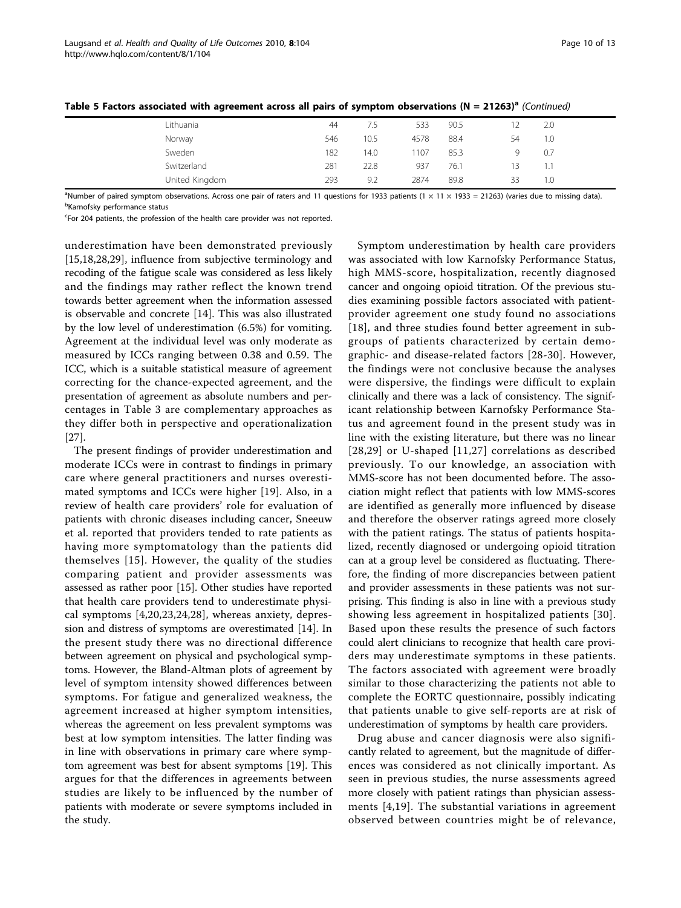**Table 5 Factors associated with agreement across all pairs of symptom observations (N = 21263)[a]** *(Continued)*

| | | | | | | |
|---|---|---|---|---|---|---|
| Lithuania | 44 | 7.5 | 533 | 90.5 | 12 | 2.0 |
| Norway | 546 | 10.5 | 4578 | 88.4 | 54 | 1.0 |
| Sweden | 182 | 14.0 | 1107 | 85.3 | 9 | 0.7 |
| Switzerland | 281 | 22.8 | 937 | 76.1 | 13 | 1.1 |
| United Kingdom | 293 | 9.2 | 2874 | 89.8 | 33 | 1.0 |

[a]Number of paired symptom observations. Across one pair of raters and 11 questions for 1933 patients (1 × 11 × 1933 = 21263) (varies due to missing data).
[b]Karnofsky performance status
[c]For 204 patients, the profession of the health care provider was not reported.

underestimation have been demonstrated previously [15,18,28,29], influence from subjective terminology and recoding of the fatigue scale was considered as less likely and the findings may rather reflect the known trend towards better agreement when the information assessed is observable and concrete [14]. This was also illustrated by the low level of underestimation (6.5%) for vomiting. Agreement at the individual level was only moderate as measured by ICCs ranging between 0.38 and 0.59. The ICC, which is a suitable statistical measure of agreement correcting for the chance-expected agreement, and the presentation of agreement as absolute numbers and percentages in Table 3 are complementary approaches as they differ both in perspective and operationalization [27].

The present findings of provider underestimation and moderate ICCs were in contrast to findings in primary care where general practitioners and nurses overestimated symptoms and ICCs were higher [19]. Also, in a review of health care providers' role for evaluation of patients with chronic diseases including cancer, Sneeuw et al. reported that providers tended to rate patients as having more symptomatology than the patients did themselves [15]. However, the quality of the studies comparing patient and provider assessments was assessed as rather poor [15]. Other studies have reported that health care providers tend to underestimate physical symptoms [4,20,23,24,28], whereas anxiety, depression and distress of symptoms are overestimated [14]. In the present study there was no directional difference between agreement on physical and psychological symptoms. However, the Bland-Altman plots of agreement by level of symptom intensity showed differences between symptoms. For fatigue and generalized weakness, the agreement increased at higher symptom intensities, whereas the agreement on less prevalent symptoms was best at low symptom intensities. The latter finding was in line with observations in primary care where symptom agreement was best for absent symptoms [19]. This argues for that the differences in agreements between studies are likely to be influenced by the number of patients with moderate or severe symptoms included in the study.

Symptom underestimation by health care providers was associated with low Karnofsky Performance Status, high MMS-score, hospitalization, recently diagnosed cancer and ongoing opioid titration. Of the previous studies examining possible factors associated with patient-provider agreement one study found no associations [18], and three studies found better agreement in subgroups of patients characterized by certain demographic- and disease-related factors [28-30]. However, the findings were not conclusive because the analyses were dispersive, the findings were difficult to explain clinically and there was a lack of consistency. The significant relationship between Karnofsky Performance Status and agreement found in the present study was in line with the existing literature, but there was no linear [28,29] or U-shaped [11,27] correlations as described previously. To our knowledge, an association with MMS-score has not been documented before. The association might reflect that patients with low MMS-scores are identified as generally more influenced by disease and therefore the observer ratings agreed more closely with the patient ratings. The status of patients hospitalized, recently diagnosed or undergoing opioid titration can at a group level be considered as fluctuating. Therefore, the finding of more discrepancies between patient and provider assessments in these patients was not surprising. This finding is also in line with a previous study showing less agreement in hospitalized patients [30]. Based upon these results the presence of such factors could alert clinicians to recognize that health care providers may underestimate symptoms in these patients. The factors associated with agreement were broadly similar to those characterizing the patients not able to complete the EORTC questionnaire, possibly indicating that patients unable to give self-reports are at risk of underestimation of symptoms by health care providers.

Drug abuse and cancer diagnosis were also significantly related to agreement, but the magnitude of differences was considered as not clinically important. As seen in previous studies, the nurse assessments agreed more closely with patient ratings than physician assessments [4,19]. The substantial variations in agreement observed between countries might be of relevance,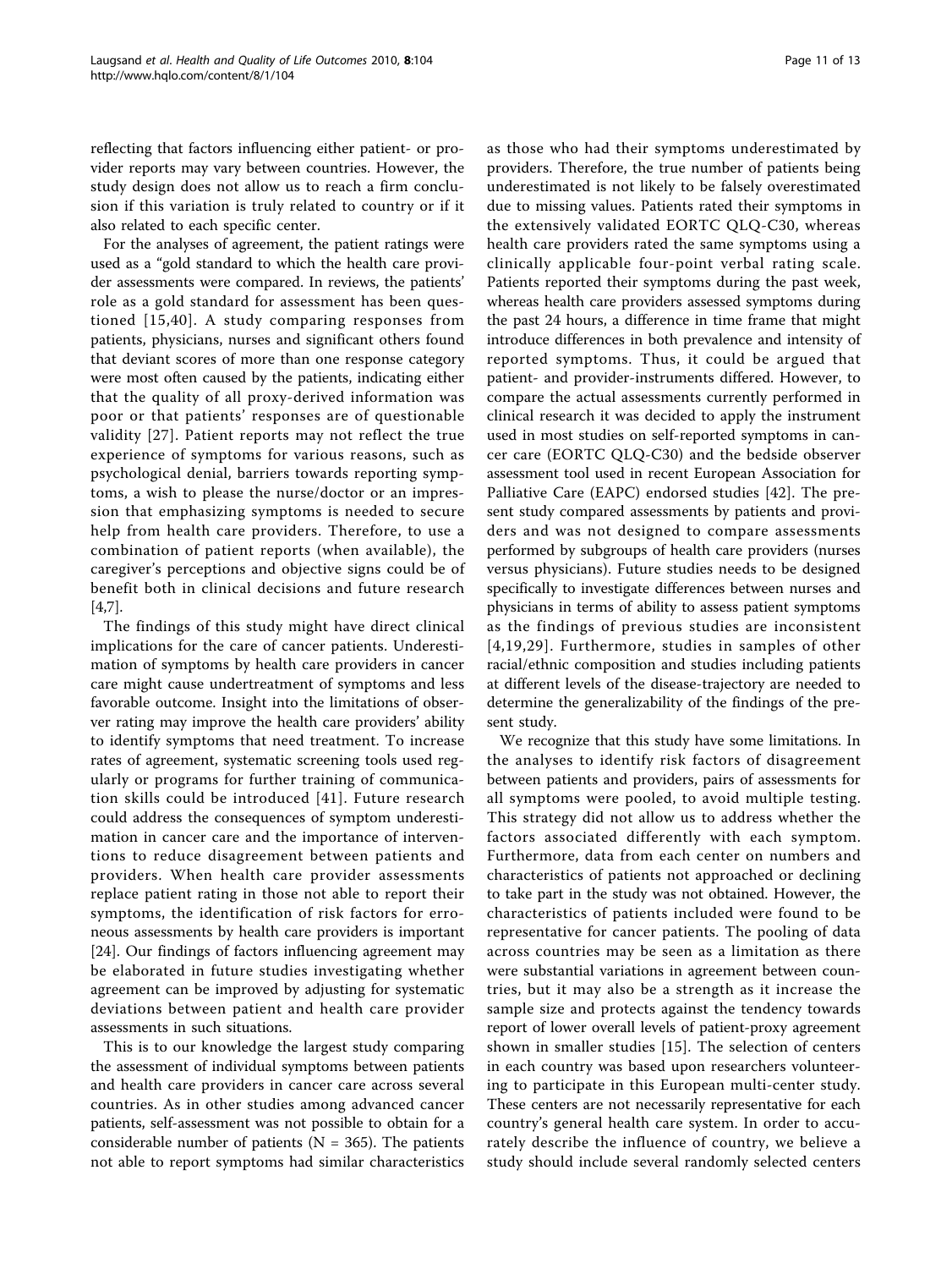reflecting that factors influencing either patient- or provider reports may vary between countries. However, the study design does not allow us to reach a firm conclusion if this variation is truly related to country or if it also related to each specific center.

For the analyses of agreement, the patient ratings were used as a "gold standard to which the health care provider assessments were compared. In reviews, the patients' role as a gold standard for assessment has been questioned [15,40]. A study comparing responses from patients, physicians, nurses and significant others found that deviant scores of more than one response category were most often caused by the patients, indicating either that the quality of all proxy-derived information was poor or that patients' responses are of questionable validity [27]. Patient reports may not reflect the true experience of symptoms for various reasons, such as psychological denial, barriers towards reporting symptoms, a wish to please the nurse/doctor or an impression that emphasizing symptoms is needed to secure help from health care providers. Therefore, to use a combination of patient reports (when available), the caregiver's perceptions and objective signs could be of benefit both in clinical decisions and future research [4,7].

The findings of this study might have direct clinical implications for the care of cancer patients. Underestimation of symptoms by health care providers in cancer care might cause undertreatment of symptoms and less favorable outcome. Insight into the limitations of observer rating may improve the health care providers' ability to identify symptoms that need treatment. To increase rates of agreement, systematic screening tools used regularly or programs for further training of communication skills could be introduced [41]. Future research could address the consequences of symptom underestimation in cancer care and the importance of interventions to reduce disagreement between patients and providers. When health care provider assessments replace patient rating in those not able to report their symptoms, the identification of risk factors for erroneous assessments by health care providers is important [24]. Our findings of factors influencing agreement may be elaborated in future studies investigating whether agreement can be improved by adjusting for systematic deviations between patient and health care provider assessments in such situations.

This is to our knowledge the largest study comparing the assessment of individual symptoms between patients and health care providers in cancer care across several countries. As in other studies among advanced cancer patients, self-assessment was not possible to obtain for a considerable number of patients (N = 365). The patients not able to report symptoms had similar characteristics as those who had their symptoms underestimated by providers. Therefore, the true number of patients being underestimated is not likely to be falsely overestimated due to missing values. Patients rated their symptoms in the extensively validated EORTC QLQ-C30, whereas health care providers rated the same symptoms using a clinically applicable four-point verbal rating scale. Patients reported their symptoms during the past week, whereas health care providers assessed symptoms during the past 24 hours, a difference in time frame that might introduce differences in both prevalence and intensity of reported symptoms. Thus, it could be argued that patient- and provider-instruments differed. However, to compare the actual assessments currently performed in clinical research it was decided to apply the instrument used in most studies on self-reported symptoms in cancer care (EORTC QLQ-C30) and the bedside observer assessment tool used in recent European Association for Palliative Care (EAPC) endorsed studies [42]. The present study compared assessments by patients and providers and was not designed to compare assessments performed by subgroups of health care providers (nurses versus physicians). Future studies needs to be designed specifically to investigate differences between nurses and physicians in terms of ability to assess patient symptoms as the findings of previous studies are inconsistent [4,19,29]. Furthermore, studies in samples of other racial/ethnic composition and studies including patients at different levels of the disease-trajectory are needed to determine the generalizability of the findings of the present study.

We recognize that this study have some limitations. In the analyses to identify risk factors of disagreement between patients and providers, pairs of assessments for all symptoms were pooled, to avoid multiple testing. This strategy did not allow us to address whether the factors associated differently with each symptom. Furthermore, data from each center on numbers and characteristics of patients not approached or declining to take part in the study was not obtained. However, the characteristics of patients included were found to be representative for cancer patients. The pooling of data across countries may be seen as a limitation as there were substantial variations in agreement between countries, but it may also be a strength as it increase the sample size and protects against the tendency towards report of lower overall levels of patient-proxy agreement shown in smaller studies [15]. The selection of centers in each country was based upon researchers volunteering to participate in this European multi-center study. These centers are not necessarily representative for each country's general health care system. In order to accurately describe the influence of country, we believe a study should include several randomly selected centers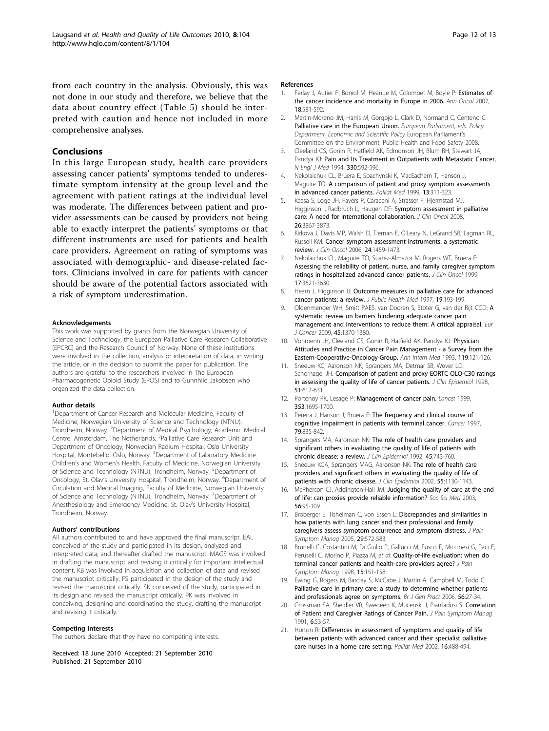from each country in the analysis. Obviously, this was not done in our study and therefore, we believe that the data about country effect (Table 5) should be interpreted with caution and hence not included in more comprehensive analyses.

## Conclusions

In this large European study, health care providers assessing cancer patients' symptoms tended to underestimate symptom intensity at the group level and the agreement with patient ratings at the individual level was moderate. The differences between patient and provider assessments can be caused by providers not being able to exactly interpret the patients' symptoms or that different instruments are used for patients and health care providers. Agreement on rating of symptoms was associated with demographic- and disease-related factors. Clinicians involved in care for patients with cancer should be aware of the potential factors associated with a risk of symptom underestimation.

#### Acknowledgements

This work was supported by grants from the Norwegian University of Science and Technology, the European Palliative Care Research Collaborative (EPCRC) and the Research Council of Norway. None of these institutions were involved in the collection, analysis or interpretation of data, in writing the article, or in the decision to submit the paper for publication. The authors are grateful to the researchers involved in The European Pharmacogenetic Opioid Study (EPOS) and to Gunnhild Jakobsen who organized the data collection.

#### Author details

[1]Department of Cancer Research and Molecular Medicine, Faculty of Medicine, Norwegian University of Science and Technology (NTNU), Trondheim, Norway. [2]Department of Medical Psychology, Academic Medical Centre, Amsterdam, The Netherlands. [3]Palliative Care Research Unit and Department of Oncology, Norwegian Radium Hospital, Oslo University Hospital, Montebello, Oslo, Norway. [4]Department of Laboratory Medicine Children's and Women's Health, Faculty of Medicine, Norwegian University of Science and Technology (NTNU), Trondheim, Norway. [5]Department of Oncology, St. Olav's University Hospital, Trondheim, Norway. [6]Department of Circulation and Medical Imaging, Faculty of Medicine, Norwegian University of Science and Technology (NTNU), Trondheim, Norway. [7]Department of Anesthesiology and Emergency Medicine, St. Olav's University Hospital, Trondheim, Norway.

#### Authors' contributions

All authors contributed to and have approved the final manuscript. EAL conceived of the study and participated in its design, analyzed and interpreted data, and thereafter drafted the manuscript. MAGS was involved in drafting the manuscript and revising it critically for important intellectual content. KB was involved in acquisition and collection of data and revised the manuscript critically. FS participated in the design of the study and revised the manuscript critically. SK conceived of the study, participated in its design and revised the manuscript critically. PK was involved in conceiving, designing and coordinating the study, drafting the manuscript and revising it critically.

#### Competing interests

The authors declare that they have no competing interests.

Received: 18 June 2010 Accepted: 21 September 2010
Published: 21 September 2010

#### References

1. Ferlay J, Autier P, Boniol M, Heanue M, Colombet M, Boyle P: **Estimates of the cancer incidence and mortality in Europe in 2006.** *Ann Oncol* 2007, **18**:581-592.
2. Martin-Moreno JM, Harris M, Gorgojo L, Clark D, Normand C, Centeno C: **Palliative care in the European Union.** *European Parliament, eds. Policy Department, Economic and Scientific Policy* European Parliament's Committee on the Environment, Public Health and Food Safety 2008.
3. Cleeland CS, Gonin R, Hatfield AK, Edmonson JH, Blum RH, Stewart JA, Pandya KJ: **Pain and Its Treatment in Outpatients with Metastatic Cancer.** *N Engl J Med* 1994, **330**:592-596.
4. Nekolaichuk CL, Bruera E, Spachynski K, MacEachern T, Hanson J, Maguire TO: **A comparison of patient and proxy symptom assessments in advanced cancer patients.** *Palliat Med* 1999, **13**:311-323.
5. Kaasa S, Loge JH, Fayers P, Caraceni A, Strasser F, Hjermstad MJ, Higginson I, Radbruch L, Haugen DF: **Symptom assessment in palliative care: A need for international collaboration.** *J Clin Oncol* 2008, **26**:3867-3873.
6. Kirkova J, Davis MP, Walsh D, Tiernan E, O'Leary N, LeGrand SB, Lagman RL, Russell KM: **Cancer symptom assessment instruments: a systematic review.** *J Clin Oncol* 2006, **24**:1459-1473.
7. Nekolaichuk CL, Maguire TO, Suarez-Almazor M, Rogers WT, Bruera E: **Assessing the reliability of patient, nurse, and family caregiver symptom ratings in hospitalized advanced cancer patients.** *J Clin Oncol* 1999, **17**:3621-3630.
8. Hearn J, Higginson IJ: **Outcome measures in palliative care for advanced cancer patients: a review.** *J Public Health Med* 1997, **19**:193-199.
9. Oldenmenger WH, Smitt PAES, van Dooren S, Stoter G, van der Rijt CCD: **A systematic review on barriers hindering adequate cancer pain management and interventions to reduce them: A critical appraisal.** *Eur J Cancer* 2009, **45**:1370-1380.
10. Vonroenn JH, Cleeland CS, Gonin R, Hatfield AK, Pandya KJ: **Physician Attitudes and Practice in Cancer Pain Management - a Survey from the Eastern-Cooperative-Oncology-Group.** *Ann Intern Med* 1993, **119**:121-126.
11. Sneeuw KC, Aaronson NK, Sprangers MA, Detmar SB, Wever LD, Schornagel JH: **Comparison of patient and proxy EORTC QLQ-C30 ratings in assessing the quality of life of cancer patients.** *J Clin Epidemiol* 1998, **51**:617-631.
12. Portenoy RK, Lesage P: **Management of cancer pain.** *Lancet* 1999, **353**:1695-1700.
13. Pereira J, Hanson J, Bruera E: **The frequency and clinical course of cognitive impairment in patients with terminal cancer.** *Cancer* 1997, **79**:835-842.
14. Sprangers MA, Aaronson NK: **The role of health care providers and significant others in evaluating the quality of life of patients with chronic disease: a review.** *J Clin Epidemiol* 1992, **45**:743-760.
15. Sneeuw KCA, Sprangers MAG, Aaronson NK: **The role of health care providers and significant others in evaluating the quality of life of patients with chronic disease.** *J Clin Epidemiol* 2002, **55**:1130-1143.
16. McPherson CJ, Addington-Hall JM: **Judging the quality of care at the end of life: can proxies provide reliable information?** *Soc Sci Med* 2003, **56**:95-109.
17. Broberger E, Tishelman C, von Essen L: **Discrepancies and similarities in how patients with lung cancer and their professional and family caregivers assess symptom occurrence and symptom distress.** *J Pain Symptom Manag* 2005, **29**:572-583.
18. Brunelli C, Costantini M, Di Giulio P, Gallucci M, Fusco F, Miccinesi G, Paci E, Peruselli C, Morino P, Piazza M, *et al*: **Quality-of-life evaluation: when do terminal cancer patients and health-care providers agree?** *J Pain Symptom Manag* 1998, **15**:151-158.
19. Ewing G, Rogers M, Barclay S, McCabe J, Martin A, Campbell M, Todd C: **Palliative care in primary care: a study to determine whether patients and professionals agree on symptoms.** *Br J Gen Pract* 2006, **56**:27-34.
20. Grossman SA, Sheidler VR, Swedeen K, Mucenski J, Piantadosi S: **Correlation of Patient and Caregiver Ratings of Cancer Pain.** *J Pain Symptom Manag* 1991, **6**:53-57.
21. Horton R: **Differences in assessment of symptoms and quality of life between patients with advanced cancer and their specialist palliative care nurses in a home care setting.** *Palliat Med* 2002, **16**:488-494.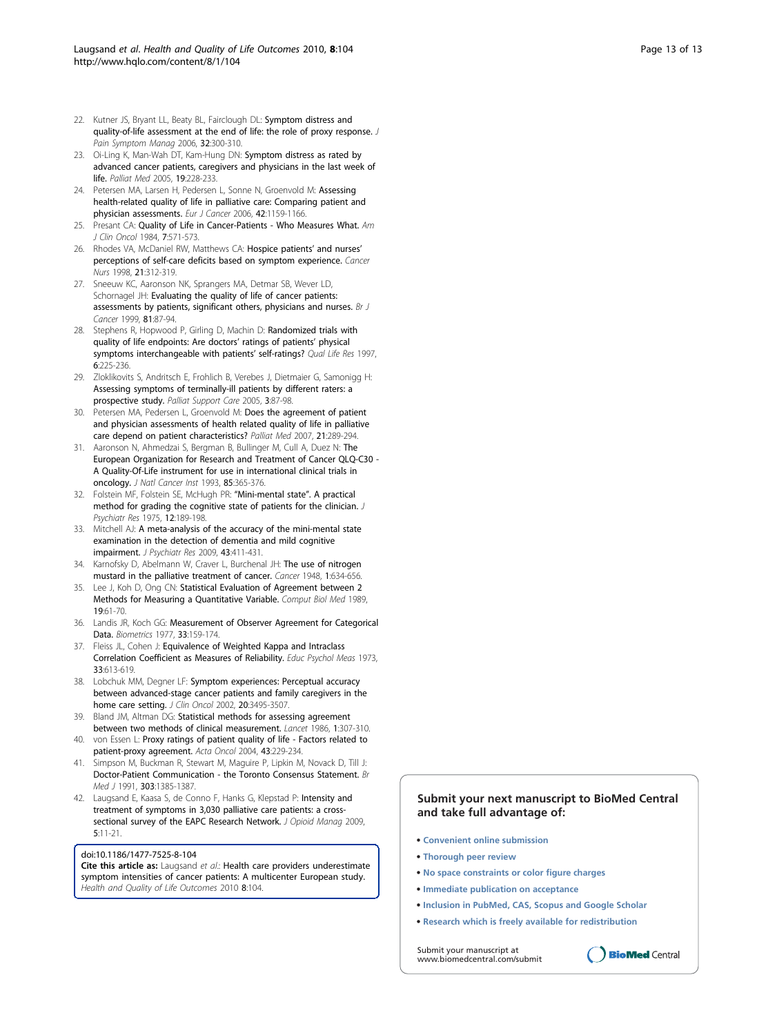22. Kutner JS, Bryant LL, Beaty BL, Fairclough DL: Symptom distress and quality-of-life assessment at the end of life: the role of proxy response. *J Pain Symptom Manag* 2006, **32**:300-310.
23. Oi-Ling K, Man-Wah DT, Kam-Hung DN: Symptom distress as rated by advanced cancer patients, caregivers and physicians in the last week of life. *Palliat Med* 2005, **19**:228-233.
24. Petersen MA, Larsen H, Pedersen L, Sonne N, Groenvold M: Assessing health-related quality of life in palliative care: Comparing patient and physician assessments. *Eur J Cancer* 2006, **42**:1159-1166.
25. Presant CA: Quality of Life in Cancer-Patients - Who Measures What. *Am J Clin Oncol* 1984, **7**:571-573.
26. Rhodes VA, McDaniel RW, Matthews CA: Hospice patients' and nurses' perceptions of self-care deficits based on symptom experience. *Cancer Nurs* 1998, **21**:312-319.
27. Sneeuw KC, Aaronson NK, Sprangers MA, Detmar SB, Wever LD, Schornagel JH: Evaluating the quality of life of cancer patients: assessments by patients, significant others, physicians and nurses. *Br J Cancer* 1999, **81**:87-94.
28. Stephens R, Hopwood P, Girling D, Machin D: Randomized trials with quality of life endpoints: Are doctors' ratings of patients' physical symptoms interchangeable with patients' self-ratings? *Qual Life Res* 1997, **6**:225-236.
29. Zloklikovits S, Andritsch E, Frohlich B, Verebes J, Dietmaier G, Samonigg H: Assessing symptoms of terminally-ill patients by different raters: a prospective study. *Palliat Support Care* 2005, **3**:87-98.
30. Petersen MA, Pedersen L, Groenvold M: Does the agreement of patient and physician assessments of health related quality of life in palliative care depend on patient characteristics? *Palliat Med* 2007, **21**:289-294.
31. Aaronson N, Ahmedzai S, Bergman B, Bullinger M, Cull A, Duez N: The European Organization for Research and Treatment of Cancer QLQ-C30 - A Quality-Of-Life instrument for use in international clinical trials in oncology. *J Natl Cancer Inst* 1993, **85**:365-376.
32. Folstein MF, Folstein SE, McHugh PR: "Mini-mental state". A practical method for grading the cognitive state of patients for the clinician. *J Psychiatr Res* 1975, **12**:189-198.
33. Mitchell AJ: A meta-analysis of the accuracy of the mini-mental state examination in the detection of dementia and mild cognitive impairment. *J Psychiatr Res* 2009, **43**:411-431.
34. Karnofsky D, Abelmann W, Craver L, Burchenal JH: The use of nitrogen mustard in the palliative treatment of cancer. *Cancer* 1948, **1**:634-656.
35. Lee J, Koh D, Ong CN: Statistical Evaluation of Agreement between 2 Methods for Measuring a Quantitative Variable. *Comput Biol Med* 1989, **19**:61-70.
36. Landis JR, Koch GG: Measurement of Observer Agreement for Categorical Data. *Biometrics* 1977, **33**:159-174.
37. Fleiss JL, Cohen J: Equivalence of Weighted Kappa and Intraclass Correlation Coefficient as Measures of Reliability. *Educ Psychol Meas* 1973, **33**:613-619.
38. Lobchuk MM, Degner LF: Symptom experiences: Perceptual accuracy between advanced-stage cancer patients and family caregivers in the home care setting. *J Clin Oncol* 2002, **20**:3495-3507.
39. Bland JM, Altman DG: Statistical methods for assessing agreement between two methods of clinical measurement. *Lancet* 1986, **1**:307-310.
40. von Essen L: Proxy ratings of patient quality of life - Factors related to patient-proxy agreement. *Acta Oncol* 2004, **43**:229-234.
41. Simpson M, Buckman R, Stewart M, Maguire P, Lipkin M, Novack D, Till J: Doctor-Patient Communication - the Toronto Consensus Statement. *Br Med J* 1991, **303**:1385-1387.
42. Laugsand E, Kaasa S, de Conno F, Hanks G, Klepstad P: Intensity and treatment of symptoms in 3,030 palliative care patients: a cross-sectional survey of the EAPC Research Network. *J Opioid Manag* 2009, **5**:11-21.

doi:10.1186/1477-7525-8-104
**Cite this article as:** Laugsand *et al.*: Health care providers underestimate symptom intensities of cancer patients: A multicenter European study. *Health and Quality of Life Outcomes* 2010 **8**:104.

**Submit your next manuscript to BioMed Central and take full advantage of:**

- Convenient online submission
- Thorough peer review
- No space constraints or color figure charges
- Immediate publication on acceptance
- Inclusion in PubMed, CAS, Scopus and Google Scholar
- Research which is freely available for redistribution

Submit your manuscript at www.biomedcentral.com/submit

BioMed Central